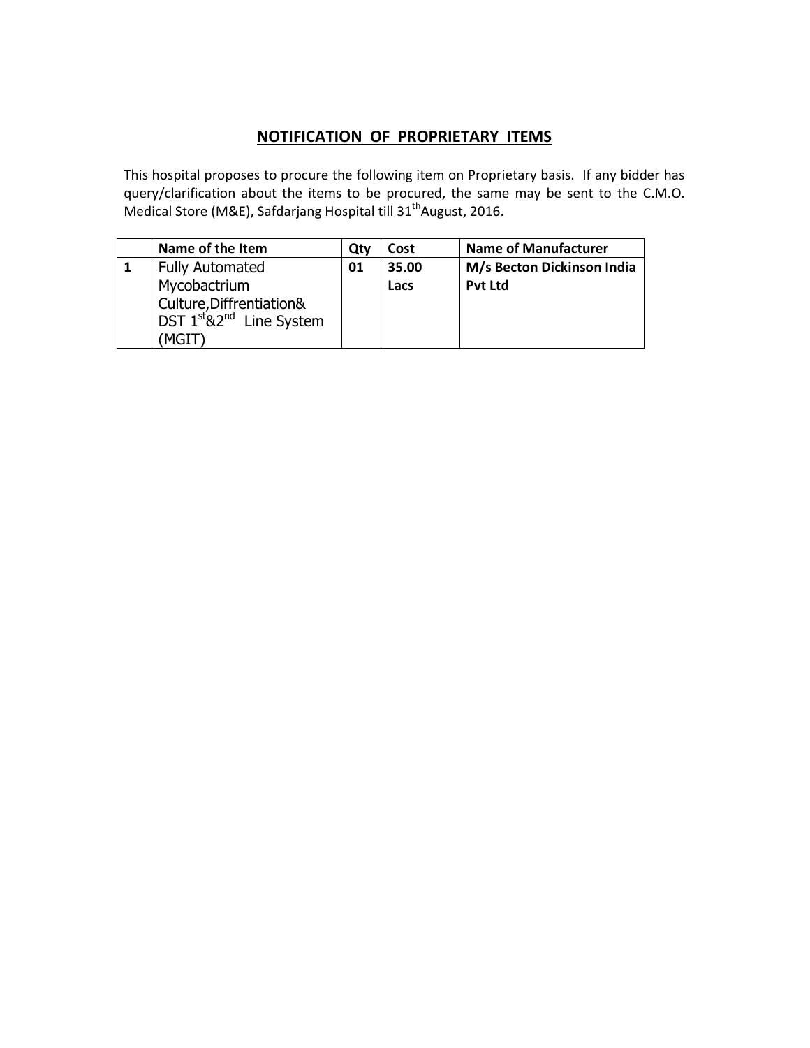## NOTIFICATION OF PROPRIETARY ITEMS

This hospital proposes to procure the following item on Proprietary basis. If any bidder has query/clarification about the items to be procured, the same may be sent to the C.M.O. Medical Store (M&E), Safdarjang Hospital till 31th August, 2016.

| | Name of the Item | Qty | Cost | Name of Manufacturer |
|---|---|---|---|---|
| **1** | Fully Automated Mycobactrium Culture,Diffrentiation& DST 1st&2nd Line System (MGIT) | **01** | **35.00 Lacs** | **M/s Becton Dickinson India Pvt Ltd** |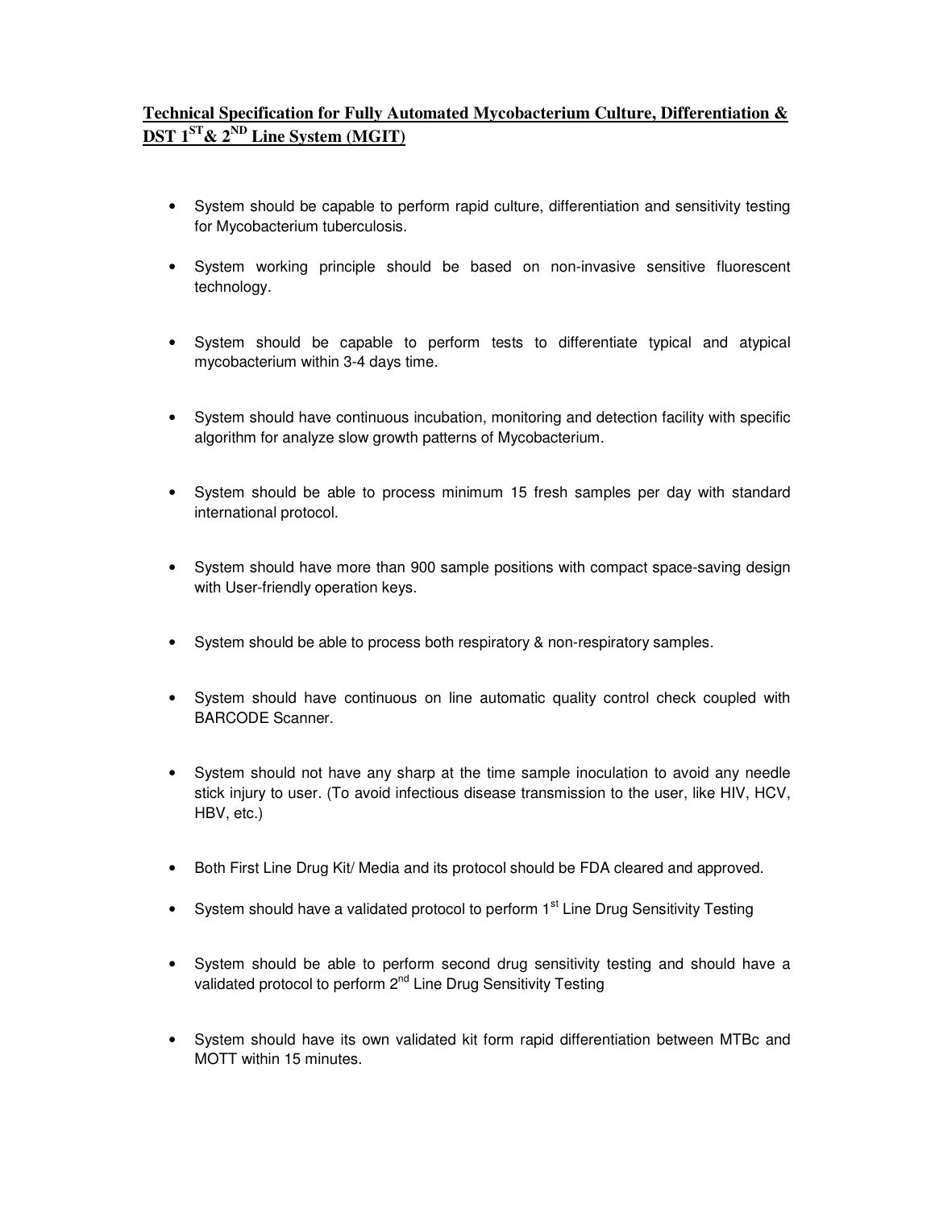**Technical Specification for Fully Automated Mycobacterium Culture, Differentiation & DST 1ST & 2ND Line System (MGIT)**

- System should be capable to perform rapid culture, differentiation and sensitivity testing for Mycobacterium tuberculosis.
- System working principle should be based on non-invasive sensitive fluorescent technology.
- System should be capable to perform tests to differentiate typical and atypical mycobacterium within 3-4 days time.
- System should have continuous incubation, monitoring and detection facility with specific algorithm for analyze slow growth patterns of Mycobacterium.
- System should be able to process minimum 15 fresh samples per day with standard international protocol.
- System should have more than 900 sample positions with compact space-saving design with User-friendly operation keys.
- System should be able to process both respiratory & non-respiratory samples.
- System should have continuous on line automatic quality control check coupled with BARCODE Scanner.
- System should not have any sharp at the time sample inoculation to avoid any needle stick injury to user. (To avoid infectious disease transmission to the user, like HIV, HCV, HBV, etc.)
- Both First Line Drug Kit/ Media and its protocol should be FDA cleared and approved.
- System should have a validated protocol to perform 1st Line Drug Sensitivity Testing
- System should be able to perform second drug sensitivity testing and should have a validated protocol to perform 2nd Line Drug Sensitivity Testing
- System should have its own validated kit form rapid differentiation between MTBc and MOTT within 15 minutes.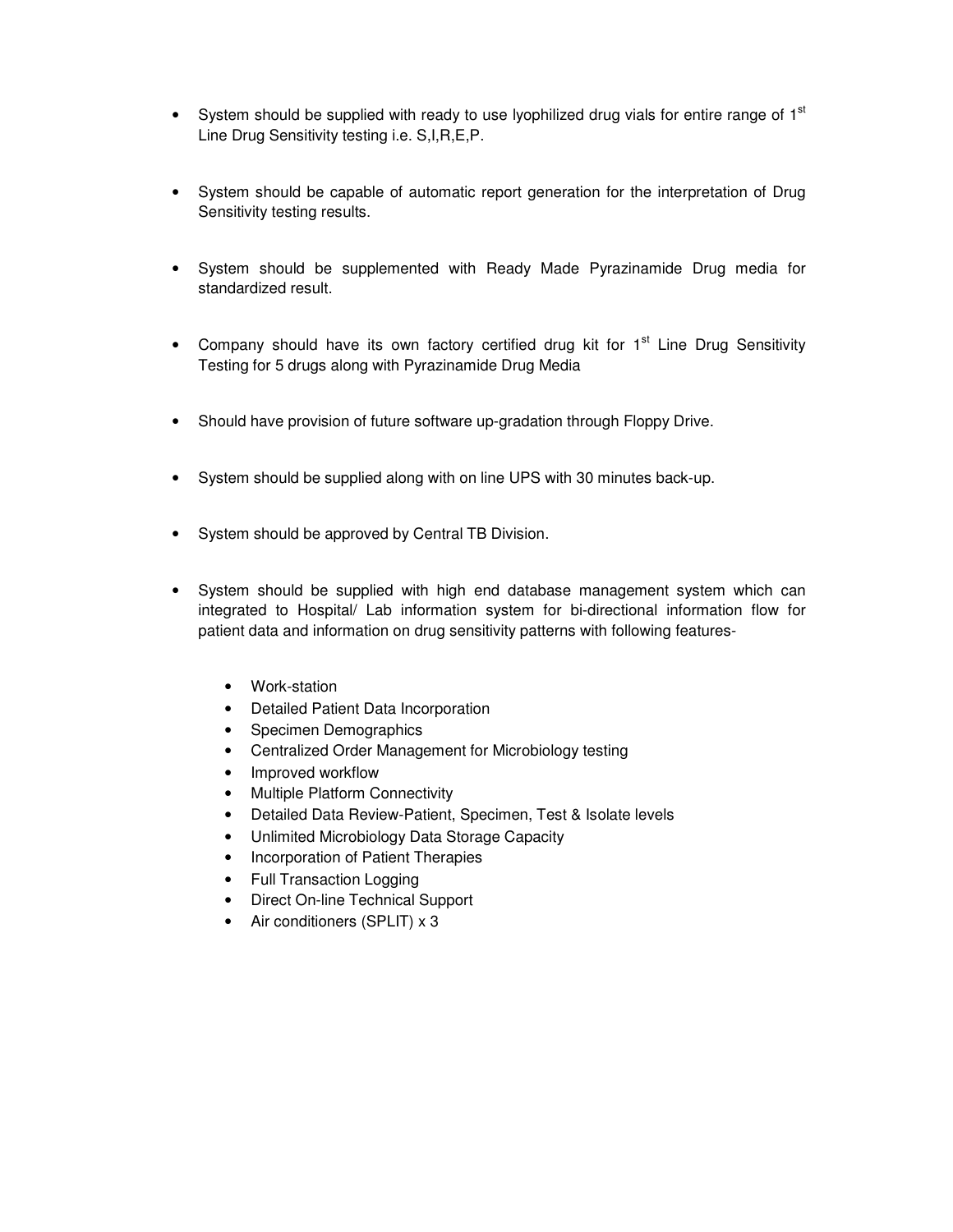- System should be supplied with ready to use lyophilized drug vials for entire range of 1st Line Drug Sensitivity testing i.e. S,I,R,E,P.

- System should be capable of automatic report generation for the interpretation of Drug Sensitivity testing results.

- System should be supplemented with Ready Made Pyrazinamide Drug media for standardized result.

- Company should have its own factory certified drug kit for 1st Line Drug Sensitivity Testing for 5 drugs along with Pyrazinamide Drug Media

- Should have provision of future software up-gradation through Floppy Drive.

- System should be supplied along with on line UPS with 30 minutes back-up.

- System should be approved by Central TB Division.

- System should be supplied with high end database management system which can integrated to Hospital/ Lab information system for bi-directional information flow for patient data and information on drug sensitivity patterns with following features-

  - Work-station
  - Detailed Patient Data Incorporation
  - Specimen Demographics
  - Centralized Order Management for Microbiology testing
  - Improved workflow
  - Multiple Platform Connectivity
  - Detailed Data Review-Patient, Specimen, Test & Isolate levels
  - Unlimited Microbiology Data Storage Capacity
  - Incorporation of Patient Therapies
  - Full Transaction Logging
  - Direct On-line Technical Support
  - Air conditioners (SPLIT) x 3